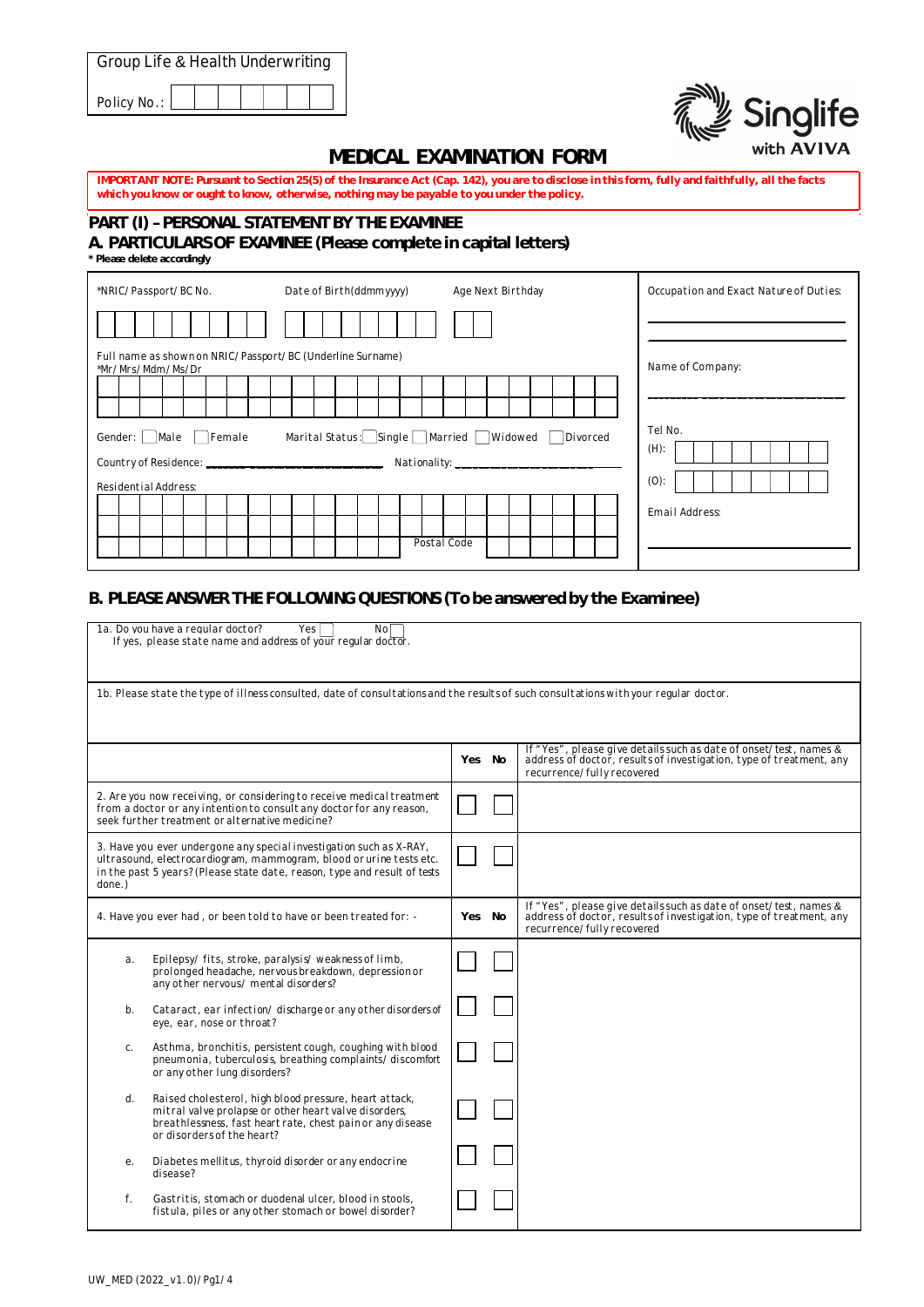Group Life & Health Underwriting

Policy No.:

Singlife with AVIVA

# MEDICAL EXAMINATION FORM

**IMPORTANT NOTE: Pursuant to Section 25(5) of the Insurance Act (Cap. 142), you are to disclose in this form, fully and faithfully, all the facts which you know or ought to know, otherwise, nothing may be payable to you under the policy.**

## PART (I) – PERSONAL STATEMENT BY THE EXAMINEE

### A. PARTICULARS OF EXAMINEE (Please complete in capital letters)

**\* Please delete accordingly**

*NRIC/ Passport/ BC No. | Date of Birth(ddmmyyyy) | Age Next Birthday

Full name as shown on NRIC/ Passport/ BC (Underline Surname)
*Mr/ Mrs/ Mdm/ Ms/ Dr

Gender: ☐ Male ☐ Female    Marital Status: ☐ Single ☐ Married ☐ Widowed ☐ Divorced

Country of Residence: ______________ Nationality: ______________

Residential Address:

Postal Code

Occupation and Exact Nature of Duties:

Name of Company:

Tel No.
(H):
(O):

Email Address:

### B. PLEASE ANSWER THE FOLLOWING QUESTIONS (To be answered by the Examinee)

1a. Do you have a regular doctor? Yes ☐ No ☐
If yes, please state name and address of your regular doctor.

1b. Please state the type of illness consulted, date of consultations and the results of such consultations with your regular doctor.

| | Yes | No | If "Yes", please give details such as date of onset/ test, names & address of doctor, results of investigation, type of treatment, any recurrence/ fully recovered |
|---|---|---|---|
| 2. Are you now receiving, or considering to receive medical treatment from a doctor or any intention to consult any doctor for any reason, seek further treatment or alternative medicine? | ☐ | ☐ | |
| 3. Have you ever undergone any special investigation such as X-RAY, ultrasound, electrocardiogram, mammogram, blood or urine tests etc. in the past 5 years? (Please state date, reason, type and result of tests done.) | ☐ | ☐ | |

| 4. Have you ever had , or been told to have or been treated for: - | Yes | No | If "Yes", please give details such as date of onset/ test, names & address of doctor, results of investigation, type of treatment, any recurrence/ fully recovered |
|---|---|---|---|
| a. Epilepsy/ fits, stroke, paralysis/ weakness of limb, prolonged headache, nervous breakdown, depression or any other nervous/ mental disorders? | ☐ | ☐ | |
| b. Cataract, ear infection/ discharge or any other disorders of eye, ear, nose or throat? | ☐ | ☐ | |
| c. Asthma, bronchitis, persistent cough, coughing with blood pneumonia, tuberculosis, breathing complaints/ discomfort or any other lung disorders? | ☐ | ☐ | |
| d. Raised cholesterol, high blood pressure, heart attack, mitral valve prolapse or other heart valve disorders, breathlessness, fast heart rate, chest pain or any disease or disorders of the heart? | ☐ | ☐ | |
| e. Diabetes mellitus, thyroid disorder or any endocrine disease? | ☐ | ☐ | |
| f. Gastritis, stomach or duodenal ulcer, blood in stools, fistula, piles or any other stomach or bowel disorder? | ☐ | ☐ | |

UW_MED (2022_v1.0)/ Pg1/ 4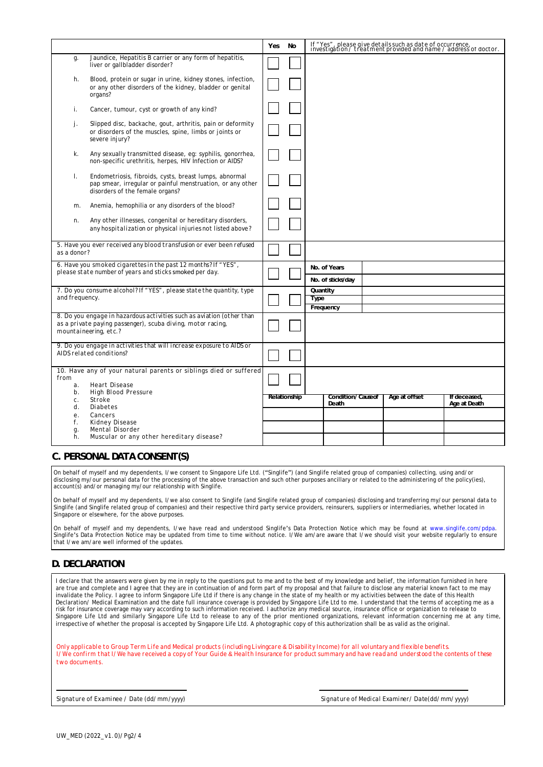| | Yes | No | If "Yes", please give details such as date of occurrence, investigation / treatment provided and name / address of doctor. |
|---|---|---|---|
| g. Jaundice, Hepatitis B carrier or any form of hepatitis, liver or gallbladder disorder? | ☐ | ☐ | |
| h. Blood, protein or sugar in urine, kidney stones, infection, or any other disorders of the kidney, bladder or genital organs? | ☐ | ☐ | |
| i. Cancer, tumour, cyst or growth of any kind? | ☐ | ☐ | |
| j. Slipped disc, backache, gout, arthritis, pain or deformity or disorders of the muscles, spine, limbs or joints or severe injury? | ☐ | ☐ | |
| k. Any sexually transmitted disease, eg: syphilis, gonorrhea, non-specific urethritis, herpes, HIV infection or AIDS? | ☐ | ☐ | |
| l. Endometriosis, fibroids, cysts, breast lumps, abnormal pap smear, irregular or painful menstruation, or any other disorders of the female organs? | ☐ | ☐ | |
| m. Anemia, hemophilia or any disorders of the blood? | ☐ | ☐ | |
| n. Any other illnesses, congenital or hereditary disorders, any hospitalization or physical injuries not listed above? | ☐ | ☐ | |
| 5. Have you ever received any blood transfusion or ever been refused as a donor? | ☐ | ☐ | |
| 6. Have you smoked cigarettes in the past 12 months? If "YES", please state number of years and sticks smoked per day. | ☐ | ☐ | No. of Years: <br> No. of sticks/day: |
| 7. Do you consume alcohol? If "YES", please state the quantity, type and frequency. | ☐ | ☐ | Quantity: <br> Type: <br> Frequency: |
| 8. Do you engage in hazardous activities such as aviation (other than as a private paying passenger), scuba diving, motor racing, mountaineering, etc.? | ☐ | ☐ | |
| 9. Do you engage in activities that will increase exposure to AIDS or AIDS related conditions? | ☐ | ☐ | |
| 10. Have any of your natural parents or siblings died or suffered from <br> a. Heart Disease <br> b. High Blood Pressure <br> c. Stroke <br> d. Diabetes <br> e. Cancers <br> f. Kidney Disease <br> g. Mental Disorder <br> h. Muscular or any other hereditary disease? | ☐ | ☐ | |

| Relationship | Condition / Cause of Death | Age at offset | If deceased, Age at Death |
|---|---|---|---|
| | | | |
| | | | |
| | | | |

## C. PERSONAL DATA CONSENT(S)

On behalf of myself and my dependents, I/we consent to Singapore Life Ltd. ("Singlife") (and Singlife related group of companies) collecting, using and/or disclosing my/our personal data for the processing of the above transaction and such other purposes ancillary or related to the administering of the policy(ies), account(s) and/or managing my/our relationship with Singlife.

On behalf of myself and my dependents, I/we also consent to Singlife (and Singlife related group of companies) disclosing and transferring my/our personal data to Singlife (and Singlife related group of companies) and their respective third party service providers, reinsurers, suppliers or intermediaries, whether located in Singapore or elsewhere, for the above purposes.

On behalf of myself and my dependents, I/we have read and understood Singlife's Data Protection Notice which may be found at www.singlife.com/pdpa. Singlife's Data Protection Notice may be updated from time to time without notice. I/We am/are aware that I/we should visit your website regularly to ensure that I/we am/are well informed of the updates.

## D. DECLARATION

I declare that the answers were given by me in reply to the questions put to me and to the best of my knowledge and belief, the information furnished in here are true and complete and I agree that they are in continuation of and form part of my proposal and that failure to disclose any material known fact to me may invalidate the Policy. I agree to inform Singapore Life Ltd if there is any change in the state of my health or my activities between the date of this Health Declaration/ Medical Examination and the date full insurance coverage is provided by Singapore Life Ltd to me. I understand that the terms of accepting me as a risk for insurance coverage may vary according to such information received. I authorize any medical source, insurance office or organization to release to Singapore Life Ltd and similarly Singapore Life Ltd to release to any of the prior mentioned organizations, relevant information concerning me at any time, irrespective of whether the proposal is accepted by Singapore Life Ltd. A photographic copy of this authorization shall be as valid as the original.

*Only applicable to Group Term Life and Medical products (including Livingcare & Disability Income) for all voluntary and flexible benefits.*
*I/We confirm that I/We have received a copy of Your Guide & Health Insurance for product summary and have read and understood the contents of these two documents.*

______________________________ ______________________________

Signature of Examinee / Date (dd/mm/yyyy) Signature of Medical Examiner/ Date(dd/mm/yyyy)

UW_MED (2022_v1.0)/Pg2/4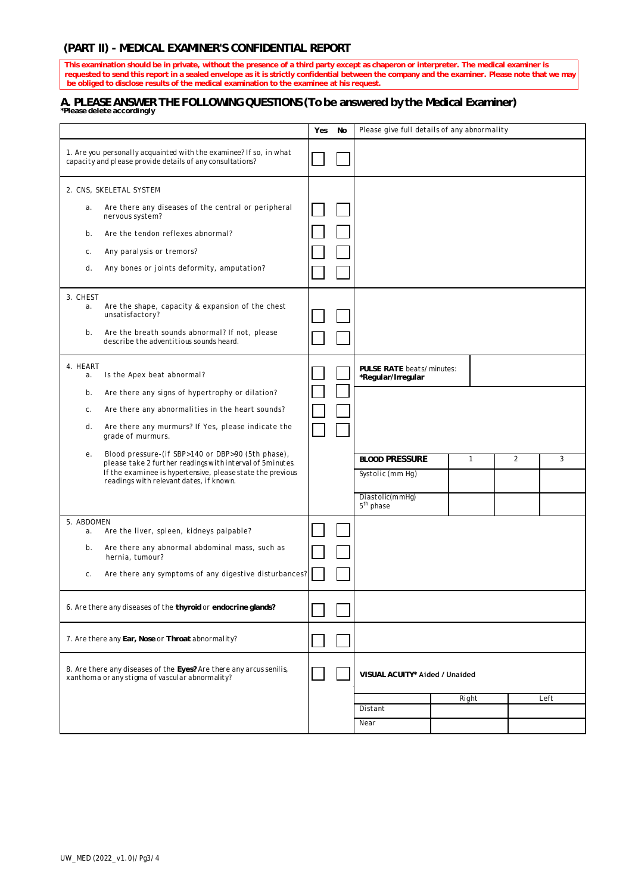## (PART II) - MEDICAL EXAMINER'S CONFIDENTIAL REPORT

**This examination should be in private, without the presence of a third party except as chaperon or interpreter. The medical examiner is requested to send this report in a sealed envelope as it is strictly confidential between the company and the examiner. Please note that we may be obliged to disclose results of the medical examination to the examinee at his request.**

## A. PLEASE ANSWER THE FOLLOWING QUESTIONS (To be answered by the Medical Examiner)

***Please delete accordingly**

| | Yes | No | Please give full details of any abnormality |
|---|---|---|---|
| 1. Are you personally acquainted with the examinee? If so, in what capacity and please provide details of any consultations? | ☐ | ☐ | |
| 2. CNS, SKELETAL SYSTEM | | | |
| a. Are there any diseases of the central or peripheral nervous system? | ☐ | ☐ | |
| b. Are the tendon reflexes abnormal? | ☐ | ☐ | |
| c. Any paralysis or tremors? | ☐ | ☐ | |
| d. Any bones or joints deformity, amputation? | ☐ | ☐ | |
| 3. CHEST | | | |
| a. Are the shape, capacity & expansion of the chest unsatisfactory? | ☐ | ☐ | |
| b. Are the breath sounds abnormal? If not, please describe the adventitious sounds heard. | ☐ | ☐ | |
| 4. HEART | | | **PULSE RATE** beats/minutes: ***Regular/Irregular** |
| a. Is the Apex beat abnormal? | ☐ | ☐ | |
| b. Are there any signs of hypertrophy or dilation? | ☐ | ☐ | |
| c. Are there any abnormalities in the heart sounds? | ☐ | ☐ | |
| d. Are there any murmurs? If Yes, please indicate the grade of murmurs. | ☐ | ☐ | |
| e. Blood pressure-(if SBP>140 or DBP>90 (5th phase), please take 2 further readings with interval of 5 minutes. If the examinee is hypertensive, please state the previous readings with relevant dates, if known. | | | (see Blood Pressure table below) |
| 5. ABDOMEN | | | |
| a. Are the liver, spleen, kidneys palpable? | ☐ | ☐ | |
| b. Are there any abnormal abdominal mass, such as hernia, tumour? | ☐ | ☐ | |
| c. Are there any symptoms of any digestive disturbances? | ☐ | ☐ | |
| 6. Are there any diseases of the **thyroid** or **endocrine glands?** | ☐ | ☐ | |
| 7. Are there any **Ear, Nose** or **Throat** abnormality? | ☐ | ☐ | |
| 8. Are there any diseases of the **Eyes?** Are there any arcus senilis, xanthoma or any stigma of vascular abnormality? | ☐ | ☐ | **VISUAL ACUITY*** Aided / Unaided (see Visual Acuity table below) |

| **BLOOD PRESSURE** | 1 | 2 | 3 |
|---|---|---|---|
| Systolic (mm Hg) | | | |
| Diastolic(mmHg) 5th phase | | | |

| **VISUAL ACUITY*** Aided / Unaided | Right | Left |
|---|---|---|
| Distant | | |
| Near | | |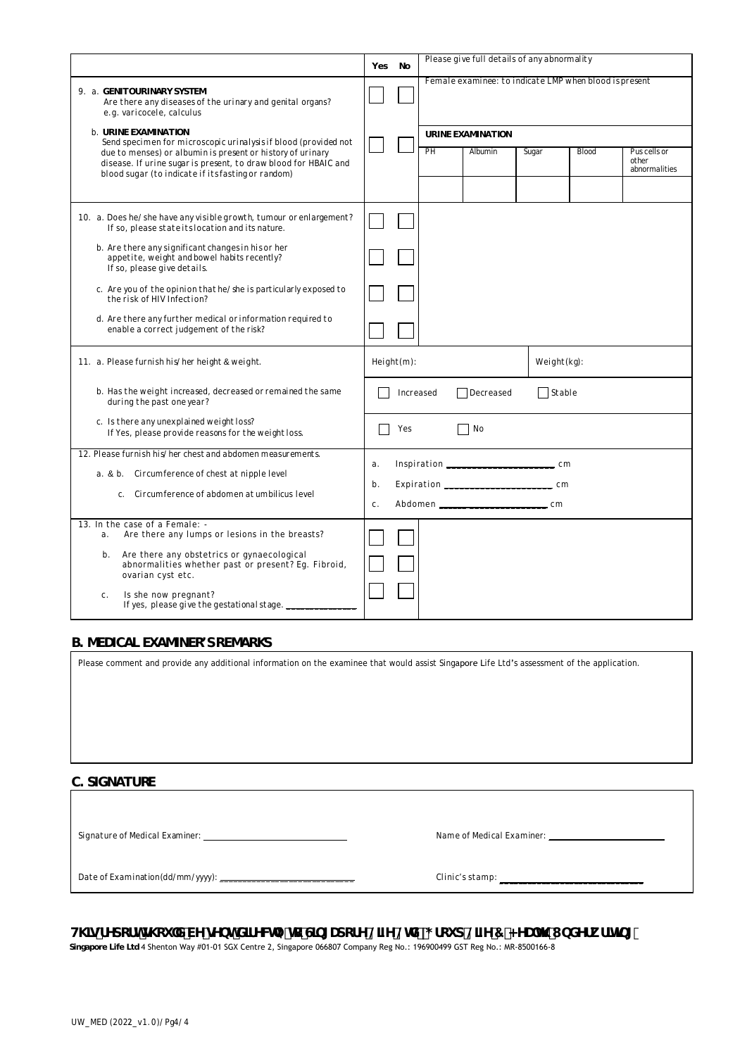| | Yes | No | Please give full details of any abnormality | | | | |
|---|---|---|---|---|---|---|---|
| 9. a. **GENITOURINARY SYSTEM** Are there any diseases of the urinary and genital organs? e.g. varicocele, calculus | ☐ | ☐ | Female examinee: to indicate LMP when blood is present | | | | |
| b. **URINE EXAMINATION** Send specimen for microscopic urinalysis if blood (provided not due to menses) or albumin is present or history of urinary disease. If urine sugar is present, to draw blood for HBAIC and blood sugar (to indicate if its fasting or random) | ☐ | ☐ | **URINE EXAMINATION** | | | | |
| | | | PH | Albumin | Sugar | Blood | Pus cells or other abnormalities |
| | | | | | | | |
| 10. a. Does he/she have any visible growth, tumour or enlargement? If so, please state its location and its nature. | ☐ | ☐ | | | | | |
| b. Are there any significant changes in his or her appetite, weight and bowel habits recently? If so, please give details. | ☐ | ☐ | | | | | |
| c. Are you of the opinion that he/she is particularly exposed to the risk of HIV Infection? | ☐ | ☐ | | | | | |
| d. Are there any further medical or information required to enable a correct judgement of the risk? | ☐ | ☐ | | | | | |
| 11. a. Please furnish his/her height & weight. | Height(m): | | | | Weight(kg): | | |
| b. Has the weight increased, decreased or remained the same during the past one year? | ☐ Increased | | ☐ Decreased | | ☐ Stable | | |
| c. Is there any unexplained weight loss? If Yes, please provide reasons for the weight loss. | ☐ Yes | | ☐ No | | | | |
| 12. Please furnish his/her chest and abdomen measurements. a. & b. Circumference of chest at nipple level c. Circumference of abdomen at umbilicus level | a. Inspiration ____________________ cm<br>b. Expiration ____________________ cm<br>c. Abdomen ____________________ cm | | | | | | |
| 13. In the case of a Female: - a. Are there any lumps or lesions in the breasts? | ☐ | ☐ | | | | | |
| b. Are there any obstetrics or gynaecological abnormalities whether past or present? Eg. Fibroid, ovarian cyst etc. | ☐ | ☐ | | | | | |
| c. Is she now pregnant? If yes, please give the gestational stage. ______________ | ☐ | ☐ | | | | | |

## B. MEDICAL EXAMINER'S REMARKS

Please comment and provide any additional information on the examinee that would assist Singapore Life Ltd's assessment of the application.

## C. SIGNATURE

Signature of Medical Examiner: ______________________________

Name of Medical Examiner: ______________________________

Date of Examination(dd/mm/yyyy): ______________________________

Clinic's stamp: ______________________________

**This report should be sent directly to Singapore Life Ltd, Group Life & Health Underwriting.**

**Singapore Life Ltd** 4 Shenton Way #01-01 SGX Centre 2, Singapore 066807 Company Reg No.: 196900499 GST Reg No.: MR-8500166-8

UW_MED (2022_v1.0)/Pg4/4